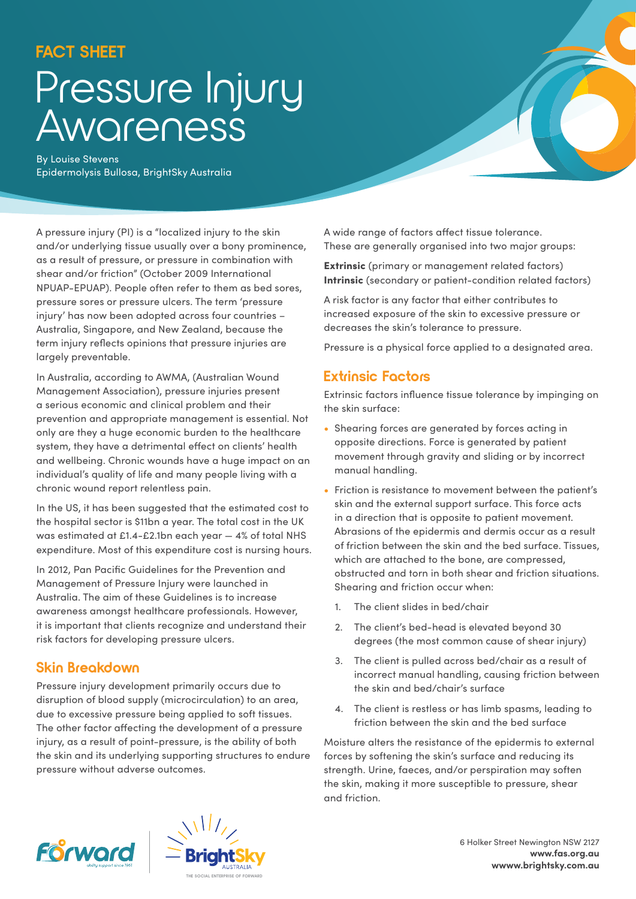FACT SHEET

# Pressure Injury Awareness

By Louise Stevens
Epidermolysis Bullosa, BrightSky Australia

A pressure injury (PI) is a "localized injury to the skin and/or underlying tissue usually over a bony prominence, as a result of pressure, or pressure in combination with shear and/or friction" (October 2009 International NPUAP-EPUAP). People often refer to them as bed sores, pressure sores or pressure ulcers. The term 'pressure injury' has now been adopted across four countries – Australia, Singapore, and New Zealand, because the term injury reflects opinions that pressure injuries are largely preventable.

In Australia, according to AWMA, (Australian Wound Management Association), pressure injuries present a serious economic and clinical problem and their prevention and appropriate management is essential. Not only are they a huge economic burden to the healthcare system, they have a detrimental effect on clients' health and wellbeing. Chronic wounds have a huge impact on an individual's quality of life and many people living with a chronic wound report relentless pain.

In the US, it has been suggested that the estimated cost to the hospital sector is $11bn a year. The total cost in the UK was estimated at £1.4-£2.1bn each year — 4% of total NHS expenditure. Most of this expenditure cost is nursing hours.

In 2012, Pan Pacific Guidelines for the Prevention and Management of Pressure Injury were launched in Australia. The aim of these Guidelines is to increase awareness amongst healthcare professionals. However, it is important that clients recognize and understand their risk factors for developing pressure ulcers.

## Skin Breakdown

Pressure injury development primarily occurs due to disruption of blood supply (microcirculation) to an area, due to excessive pressure being applied to soft tissues. The other factor affecting the development of a pressure injury, as a result of point-pressure, is the ability of both the skin and its underlying supporting structures to endure pressure without adverse outcomes.

A wide range of factors affect tissue tolerance. These are generally organised into two major groups:

**Extrinsic** (primary or management related factors)
**Intrinsic** (secondary or patient-condition related factors)

A risk factor is any factor that either contributes to increased exposure of the skin to excessive pressure or decreases the skin's tolerance to pressure.

Pressure is a physical force applied to a designated area.

## Extrinsic Factors

Extrinsic factors influence tissue tolerance by impinging on the skin surface:

- Shearing forces are generated by forces acting in opposite directions. Force is generated by patient movement through gravity and sliding or by incorrect manual handling.
- Friction is resistance to movement between the patient's skin and the external support surface. This force acts in a direction that is opposite to patient movement. Abrasions of the epidermis and dermis occur as a result of friction between the skin and the bed surface. Tissues, which are attached to the bone, are compressed, obstructed and torn in both shear and friction situations. Shearing and friction occur when:
  1. The client slides in bed/chair
  2. The client's bed-head is elevated beyond 30 degrees (the most common cause of shear injury)
  3. The client is pulled across bed/chair as a result of incorrect manual handling, causing friction between the skin and bed/chair's surface
  4. The client is restless or has limb spasms, leading to friction between the skin and the bed surface

Moisture alters the resistance of the epidermis to external forces by softening the skin's surface and reducing its strength. Urine, faeces, and/or perspiration may soften the skin, making it more susceptible to pressure, shear and friction.

6 Holker Street Newington NSW 2127
**www.fas.org.au**
**wwww.brightsky.com.au**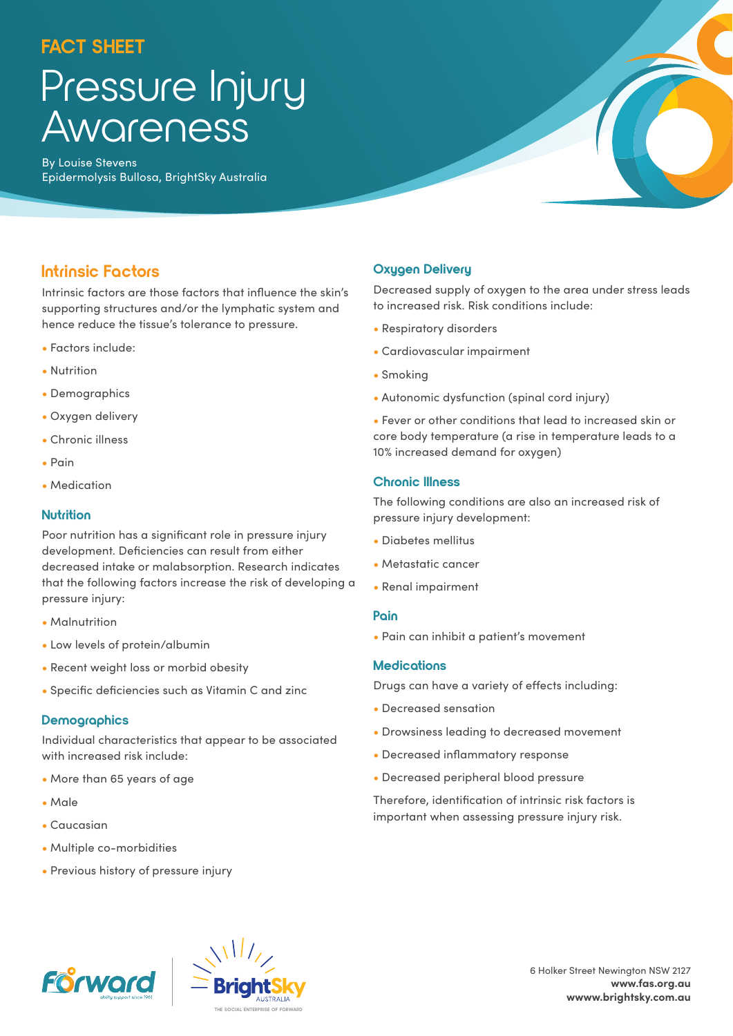FACT SHEET

# Pressure Injury Awareness

By Louise Stevens
Epidermolysis Bullosa, BrightSky Australia

## Intrinsic Factors

Intrinsic factors are those factors that influence the skin's supporting structures and/or the lymphatic system and hence reduce the tissue's tolerance to pressure.

- Factors include:
- Nutrition
- Demographics
- Oxygen delivery
- Chronic illness
- Pain
- Medication

### Nutrition

Poor nutrition has a significant role in pressure injury development. Deficiencies can result from either decreased intake or malabsorption. Research indicates that the following factors increase the risk of developing a pressure injury:

- Malnutrition
- Low levels of protein/albumin
- Recent weight loss or morbid obesity
- Specific deficiencies such as Vitamin C and zinc

### Demographics

Individual characteristics that appear to be associated with increased risk include:

- More than 65 years of age
- Male
- Caucasian
- Multiple co-morbidities
- Previous history of pressure injury

### Oxygen Delivery

Decreased supply of oxygen to the area under stress leads to increased risk. Risk conditions include:

- Respiratory disorders
- Cardiovascular impairment
- Smoking
- Autonomic dysfunction (spinal cord injury)
- Fever or other conditions that lead to increased skin or core body temperature (a rise in temperature leads to a 10% increased demand for oxygen)

### Chronic Illness

The following conditions are also an increased risk of pressure injury development:

- Diabetes mellitus
- Metastatic cancer
- Renal impairment

### Pain

- Pain can inhibit a patient's movement

### Medications

Drugs can have a variety of effects including:

- Decreased sensation
- Drowsiness leading to decreased movement
- Decreased inflammatory response
- Decreased peripheral blood pressure

Therefore, identification of intrinsic risk factors is important when assessing pressure injury risk.

6 Holker Street Newington NSW 2127
**www.fas.org.au**
**wwww.brightsky.com.au**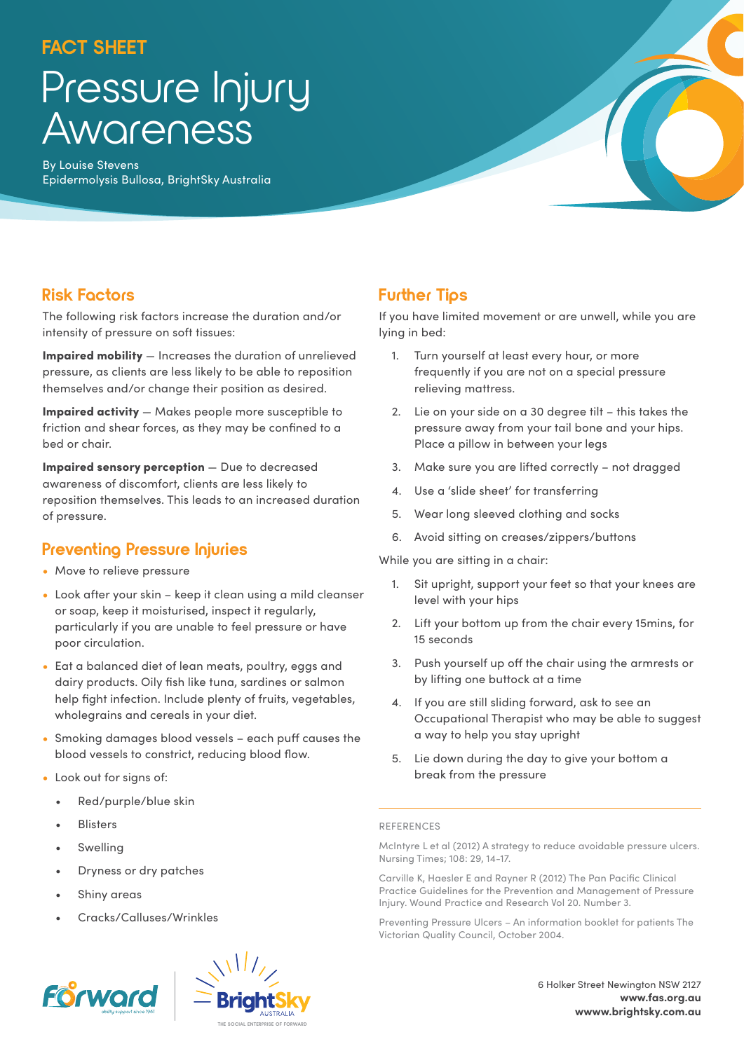FACT SHEET

# Pressure Injury Awareness

By Louise Stevens
Epidermolysis Bullosa, BrightSky Australia

## Risk Factors

The following risk factors increase the duration and/or intensity of pressure on soft tissues:

**Impaired mobility** — Increases the duration of unrelieved pressure, as clients are less likely to be able to reposition themselves and/or change their position as desired.

**Impaired activity** — Makes people more susceptible to friction and shear forces, as they may be confined to a bed or chair.

**Impaired sensory perception** — Due to decreased awareness of discomfort, clients are less likely to reposition themselves. This leads to an increased duration of pressure.

## Preventing Pressure Injuries

- Move to relieve pressure
- Look after your skin – keep it clean using a mild cleanser or soap, keep it moisturised, inspect it regularly, particularly if you are unable to feel pressure or have poor circulation.
- Eat a balanced diet of lean meats, poultry, eggs and dairy products. Oily fish like tuna, sardines or salmon help fight infection. Include plenty of fruits, vegetables, wholegrains and cereals in your diet.
- Smoking damages blood vessels – each puff causes the blood vessels to constrict, reducing blood flow.
- Look out for signs of:
  - Red/purple/blue skin
  - Blisters
  - Swelling
  - Dryness or dry patches
  - Shiny areas
  - Cracks/Calluses/Wrinkles

## Further Tips

If you have limited movement or are unwell, while you are lying in bed:

1. Turn yourself at least every hour, or more frequently if you are not on a special pressure relieving mattress.
2. Lie on your side on a 30 degree tilt – this takes the pressure away from your tail bone and your hips. Place a pillow in between your legs
3. Make sure you are lifted correctly – not dragged
4. Use a 'slide sheet' for transferring
5. Wear long sleeved clothing and socks
6. Avoid sitting on creases/zippers/buttons

While you are sitting in a chair:

1. Sit upright, support your feet so that your knees are level with your hips
2. Lift your bottom up from the chair every 15mins, for 15 seconds
3. Push yourself up off the chair using the armrests or by lifting one buttock at a time
4. If you are still sliding forward, ask to see an Occupational Therapist who may be able to suggest a way to help you stay upright
5. Lie down during the day to give your bottom a break from the pressure

REFERENCES

McIntyre L et al (2012) A strategy to reduce avoidable pressure ulcers. Nursing Times; 108: 29, 14–17.

Carville K, Haesler E and Rayner R (2012) The Pan Pacific Clinical Practice Guidelines for the Prevention and Management of Pressure Injury. Wound Practice and Research Vol 20. Number 3.

Preventing Pressure Ulcers – An information booklet for patients The Victorian Quality Council, October 2004.

6 Holker Street Newington NSW 2127
**www.fas.org.au**
**wwww.brightsky.com.au**